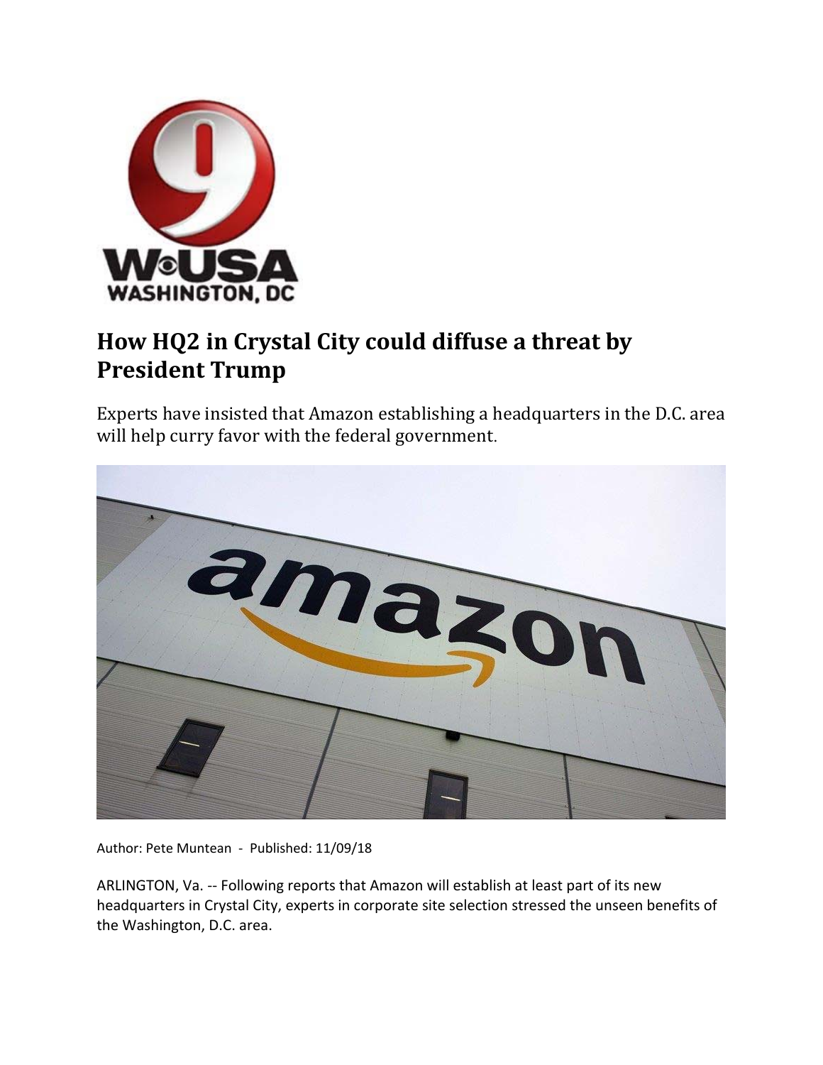# How HQ2 in Crystal City could diffuse a threat by President Trump

Experts have insisted that Amazon establishing a headquarters in the D.C. area will help curry favor with the federal government.

Author: Pete Muntean - Published: 11/09/18

ARLINGTON, Va. -- Following reports that Amazon will establish at least part of its new headquarters in Crystal City, experts in corporate site selection stressed the unseen benefits of the Washington, D.C. area.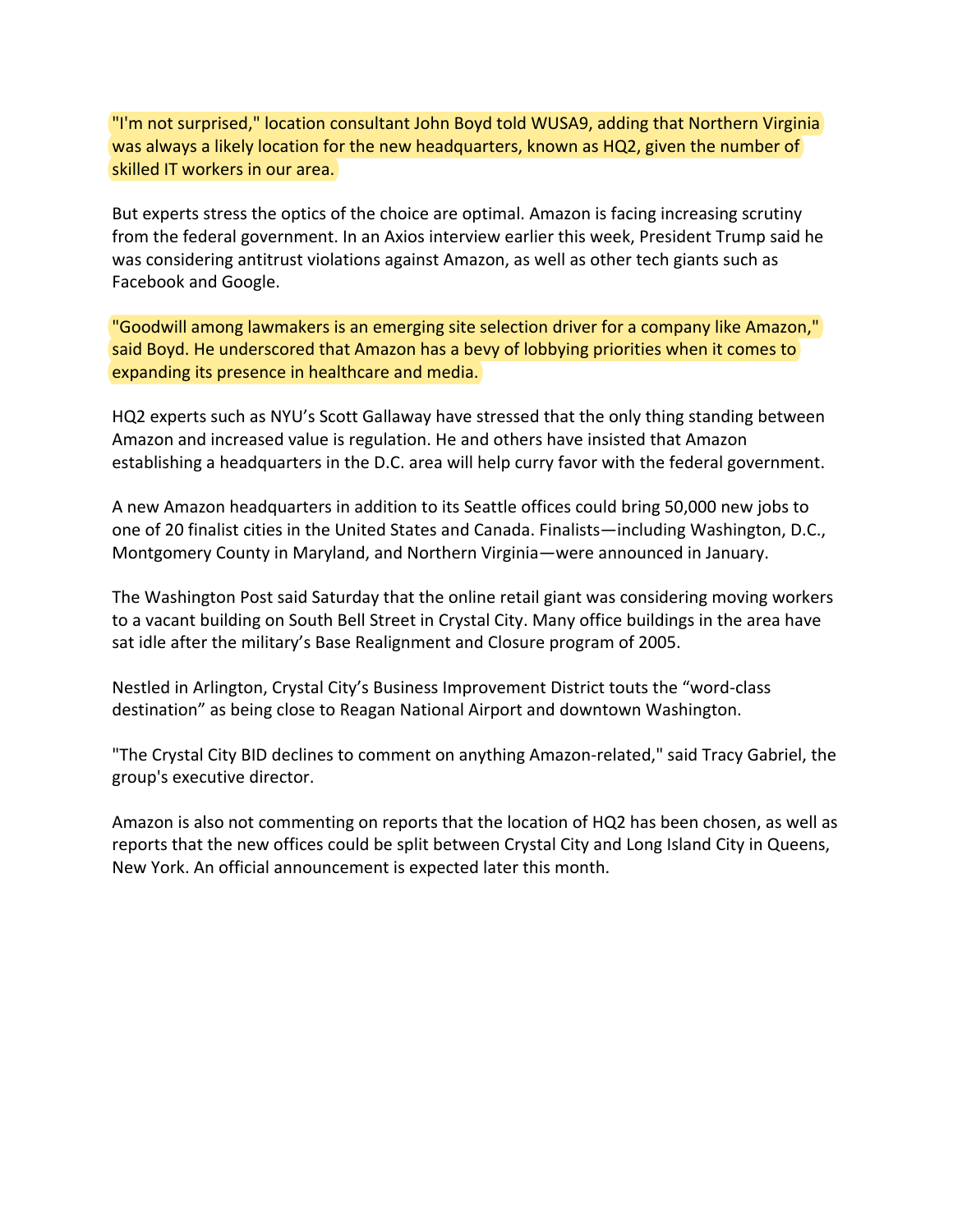"I'm not surprised," location consultant John Boyd told WUSA9, adding that Northern Virginia was always a likely location for the new headquarters, known as HQ2, given the number of skilled IT workers in our area.

But experts stress the optics of the choice are optimal. Amazon is facing increasing scrutiny from the federal government. In an Axios interview earlier this week, President Trump said he was considering antitrust violations against Amazon, as well as other tech giants such as Facebook and Google.

"Goodwill among lawmakers is an emerging site selection driver for a company like Amazon," said Boyd. He underscored that Amazon has a bevy of lobbying priorities when it comes to expanding its presence in healthcare and media.

HQ2 experts such as NYU's Scott Gallaway have stressed that the only thing standing between Amazon and increased value is regulation. He and others have insisted that Amazon establishing a headquarters in the D.C. area will help curry favor with the federal government.

A new Amazon headquarters in addition to its Seattle offices could bring 50,000 new jobs to one of 20 finalist cities in the United States and Canada. Finalists—including Washington, D.C., Montgomery County in Maryland, and Northern Virginia—were announced in January.

The Washington Post said Saturday that the online retail giant was considering moving workers to a vacant building on South Bell Street in Crystal City. Many office buildings in the area have sat idle after the military's Base Realignment and Closure program of 2005.

Nestled in Arlington, Crystal City's Business Improvement District touts the "word-class destination" as being close to Reagan National Airport and downtown Washington.

"The Crystal City BID declines to comment on anything Amazon-related," said Tracy Gabriel, the group's executive director.

Amazon is also not commenting on reports that the location of HQ2 has been chosen, as well as reports that the new offices could be split between Crystal City and Long Island City in Queens, New York. An official announcement is expected later this month.